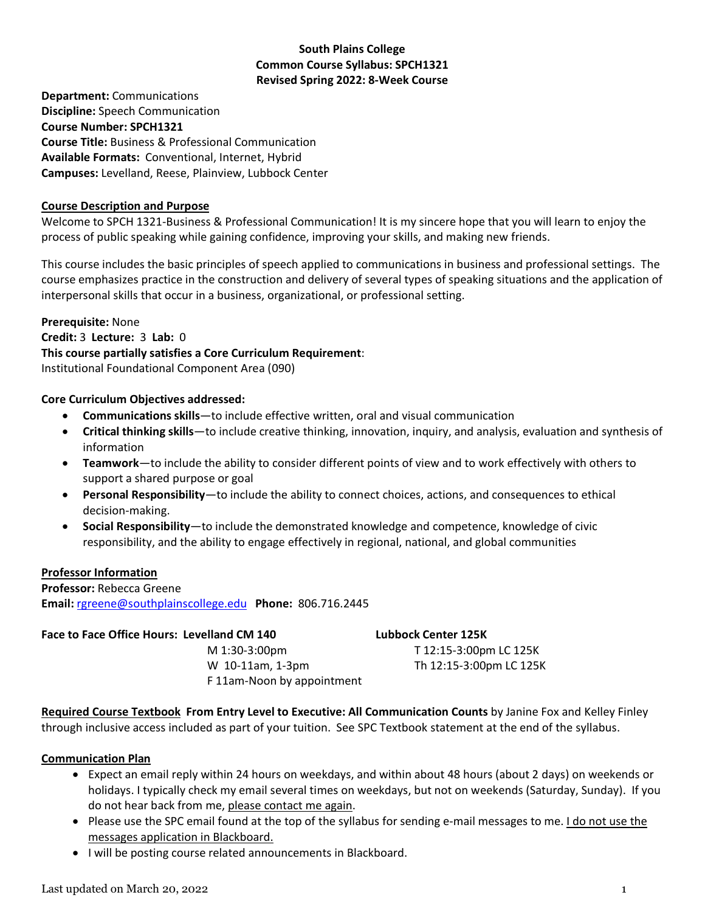**South Plains College**
**Common Course Syllabus: SPCH1321**
**Revised Spring 2022: 8-Week Course**

**Department:** Communications
**Discipline:** Speech Communication
**Course Number: SPCH1321**
**Course Title:** Business & Professional Communication
**Available Formats:** Conventional, Internet, Hybrid
**Campuses:** Levelland, Reese, Plainview, Lubbock Center

## Course Description and Purpose

Welcome to SPCH 1321-Business & Professional Communication! It is my sincere hope that you will learn to enjoy the process of public speaking while gaining confidence, improving your skills, and making new friends.

This course includes the basic principles of speech applied to communications in business and professional settings. The course emphasizes practice in the construction and delivery of several types of speaking situations and the application of interpersonal skills that occur in a business, organizational, or professional setting.

**Prerequisite:** None
**Credit:** 3 **Lecture:** 3 **Lab:** 0
**This course partially satisfies a Core Curriculum Requirement**:
Institutional Foundational Component Area (090)

**Core Curriculum Objectives addressed:**

- **Communications skills**—to include effective written, oral and visual communication
- **Critical thinking skills**—to include creative thinking, innovation, inquiry, and analysis, evaluation and synthesis of information
- **Teamwork**—to include the ability to consider different points of view and to work effectively with others to support a shared purpose or goal
- **Personal Responsibility**—to include the ability to connect choices, actions, and consequences to ethical decision-making.
- **Social Responsibility**—to include the demonstrated knowledge and competence, knowledge of civic responsibility, and the ability to engage effectively in regional, national, and global communities

## Professor Information

**Professor:** Rebecca Greene
**Email:** rgreene@southplainscollege.edu **Phone:** 806.716.2445

**Face to Face Office Hours: Levelland CM 140**
M 1:30-3:00pm
W 10-11am, 1-3pm
F 11am-Noon by appointment

**Lubbock Center 125K**
T 12:15-3:00pm LC 125K
Th 12:15-3:00pm LC 125K

**Required Course Textbook** **From Entry Level to Executive: All Communication Counts** by Janine Fox and Kelley Finley through inclusive access included as part of your tuition. See SPC Textbook statement at the end of the syllabus.

## Communication Plan

- Expect an email reply within 24 hours on weekdays, and within about 48 hours (about 2 days) on weekends or holidays. I typically check my email several times on weekdays, but not on weekends (Saturday, Sunday). If you do not hear back from me, please contact me again.
- Please use the SPC email found at the top of the syllabus for sending e-mail messages to me. I do not use the messages application in Blackboard.
- I will be posting course related announcements in Blackboard.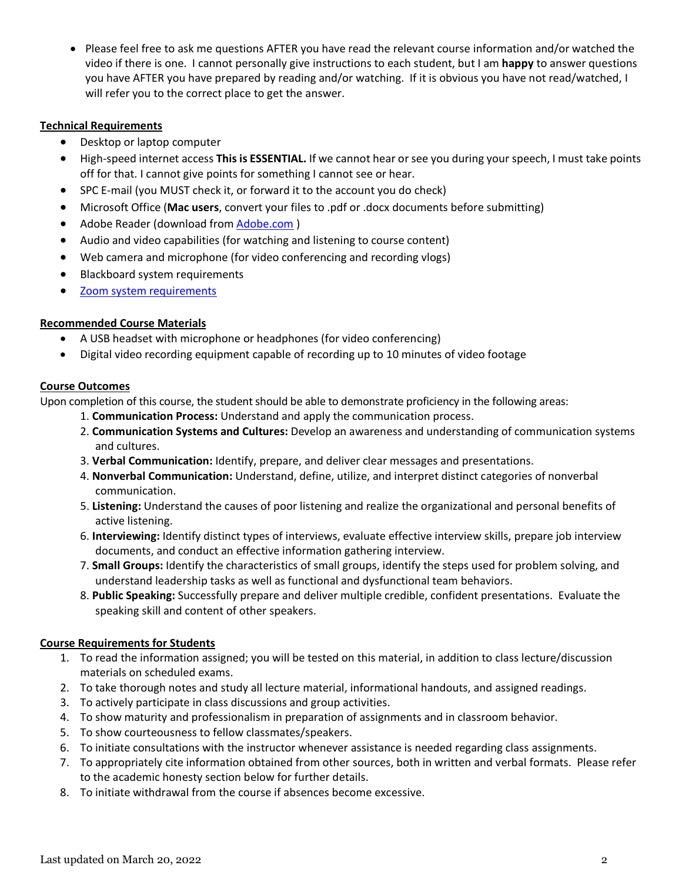- Please feel free to ask me questions AFTER you have read the relevant course information and/or watched the video if there is one. I cannot personally give instructions to each student, but I am **happy** to answer questions you have AFTER you have prepared by reading and/or watching. If it is obvious you have not read/watched, I will refer you to the correct place to get the answer.

**Technical Requirements**

- Desktop or laptop computer
- High-speed internet access **This is ESSENTIAL.** If we cannot hear or see you during your speech, I must take points off for that. I cannot give points for something I cannot see or hear.
- SPC E-mail (you MUST check it, or forward it to the account you do check)
- Microsoft Office (**Mac users**, convert your files to .pdf or .docx documents before submitting)
- Adobe Reader (download from [Adobe.com](Adobe.com) )
- Audio and video capabilities (for watching and listening to course content)
- Web camera and microphone (for video conferencing and recording vlogs)
- Blackboard system requirements
- [Zoom system requirements]()

**Recommended Course Materials**

- A USB headset with microphone or headphones (for video conferencing)
- Digital video recording equipment capable of recording up to 10 minutes of video footage

**Course Outcomes**

Upon completion of this course, the student should be able to demonstrate proficiency in the following areas:

1. **Communication Process:** Understand and apply the communication process.
2. **Communication Systems and Cultures:** Develop an awareness and understanding of communication systems and cultures.
3. **Verbal Communication:** Identify, prepare, and deliver clear messages and presentations.
4. **Nonverbal Communication:** Understand, define, utilize, and interpret distinct categories of nonverbal communication.
5. **Listening:** Understand the causes of poor listening and realize the organizational and personal benefits of active listening.
6. **Interviewing:** Identify distinct types of interviews, evaluate effective interview skills, prepare job interview documents, and conduct an effective information gathering interview.
7. **Small Groups:** Identify the characteristics of small groups, identify the steps used for problem solving, and understand leadership tasks as well as functional and dysfunctional team behaviors.
8. **Public Speaking:** Successfully prepare and deliver multiple credible, confident presentations. Evaluate the speaking skill and content of other speakers.

**Course Requirements for Students**

1. To read the information assigned; you will be tested on this material, in addition to class lecture/discussion materials on scheduled exams.
2. To take thorough notes and study all lecture material, informational handouts, and assigned readings.
3. To actively participate in class discussions and group activities.
4. To show maturity and professionalism in preparation of assignments and in classroom behavior.
5. To show courteousness to fellow classmates/speakers.
6. To initiate consultations with the instructor whenever assistance is needed regarding class assignments.
7. To appropriately cite information obtained from other sources, both in written and verbal formats. Please refer to the academic honesty section below for further details.
8. To initiate withdrawal from the course if absences become excessive.

Last updated on March 20, 2022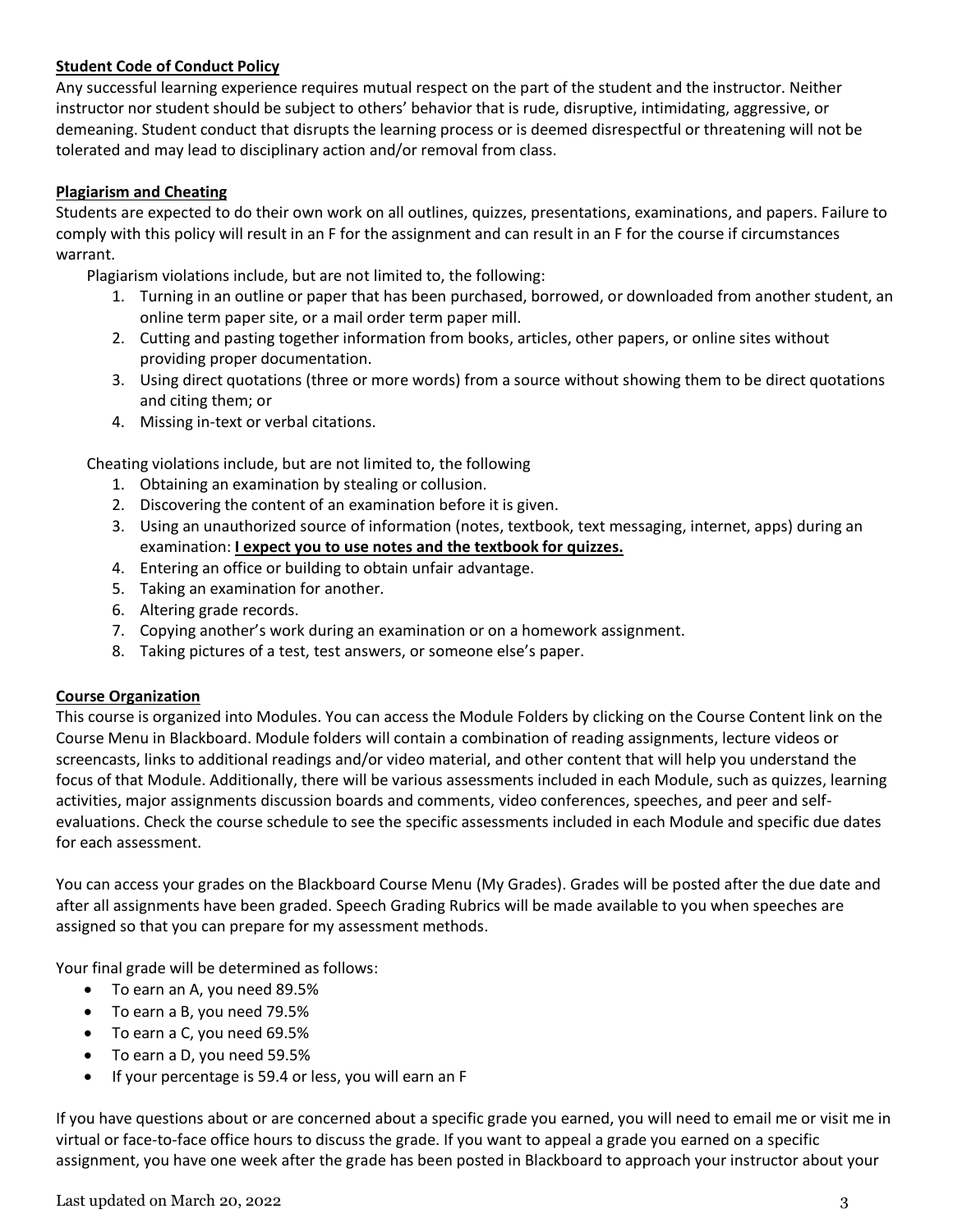**Student Code of Conduct Policy**

Any successful learning experience requires mutual respect on the part of the student and the instructor. Neither instructor nor student should be subject to others' behavior that is rude, disruptive, intimidating, aggressive, or demeaning. Student conduct that disrupts the learning process or is deemed disrespectful or threatening will not be tolerated and may lead to disciplinary action and/or removal from class.

**Plagiarism and Cheating**

Students are expected to do their own work on all outlines, quizzes, presentations, examinations, and papers. Failure to comply with this policy will result in an F for the assignment and can result in an F for the course if circumstances warrant.

Plagiarism violations include, but are not limited to, the following:

1. Turning in an outline or paper that has been purchased, borrowed, or downloaded from another student, an online term paper site, or a mail order term paper mill.
2. Cutting and pasting together information from books, articles, other papers, or online sites without providing proper documentation.
3. Using direct quotations (three or more words) from a source without showing them to be direct quotations and citing them; or
4. Missing in-text or verbal citations.

Cheating violations include, but are not limited to, the following

1. Obtaining an examination by stealing or collusion.
2. Discovering the content of an examination before it is given.
3. Using an unauthorized source of information (notes, textbook, text messaging, internet, apps) during an examination: **I expect you to use notes and the textbook for quizzes.**
4. Entering an office or building to obtain unfair advantage.
5. Taking an examination for another.
6. Altering grade records.
7. Copying another's work during an examination or on a homework assignment.
8. Taking pictures of a test, test answers, or someone else's paper.

**Course Organization**

This course is organized into Modules. You can access the Module Folders by clicking on the Course Content link on the Course Menu in Blackboard. Module folders will contain a combination of reading assignments, lecture videos or screencasts, links to additional readings and/or video material, and other content that will help you understand the focus of that Module. Additionally, there will be various assessments included in each Module, such as quizzes, learning activities, major assignments discussion boards and comments, video conferences, speeches, and peer and self-evaluations. Check the course schedule to see the specific assessments included in each Module and specific due dates for each assessment.

You can access your grades on the Blackboard Course Menu (My Grades). Grades will be posted after the due date and after all assignments have been graded. Speech Grading Rubrics will be made available to you when speeches are assigned so that you can prepare for my assessment methods.

Your final grade will be determined as follows:

- To earn an A, you need 89.5%
- To earn a B, you need 79.5%
- To earn a C, you need 69.5%
- To earn a D, you need 59.5%
- If your percentage is 59.4 or less, you will earn an F

If you have questions about or are concerned about a specific grade you earned, you will need to email me or visit me in virtual or face-to-face office hours to discuss the grade. If you want to appeal a grade you earned on a specific assignment, you have one week after the grade has been posted in Blackboard to approach your instructor about your

Last updated on March 20, 2022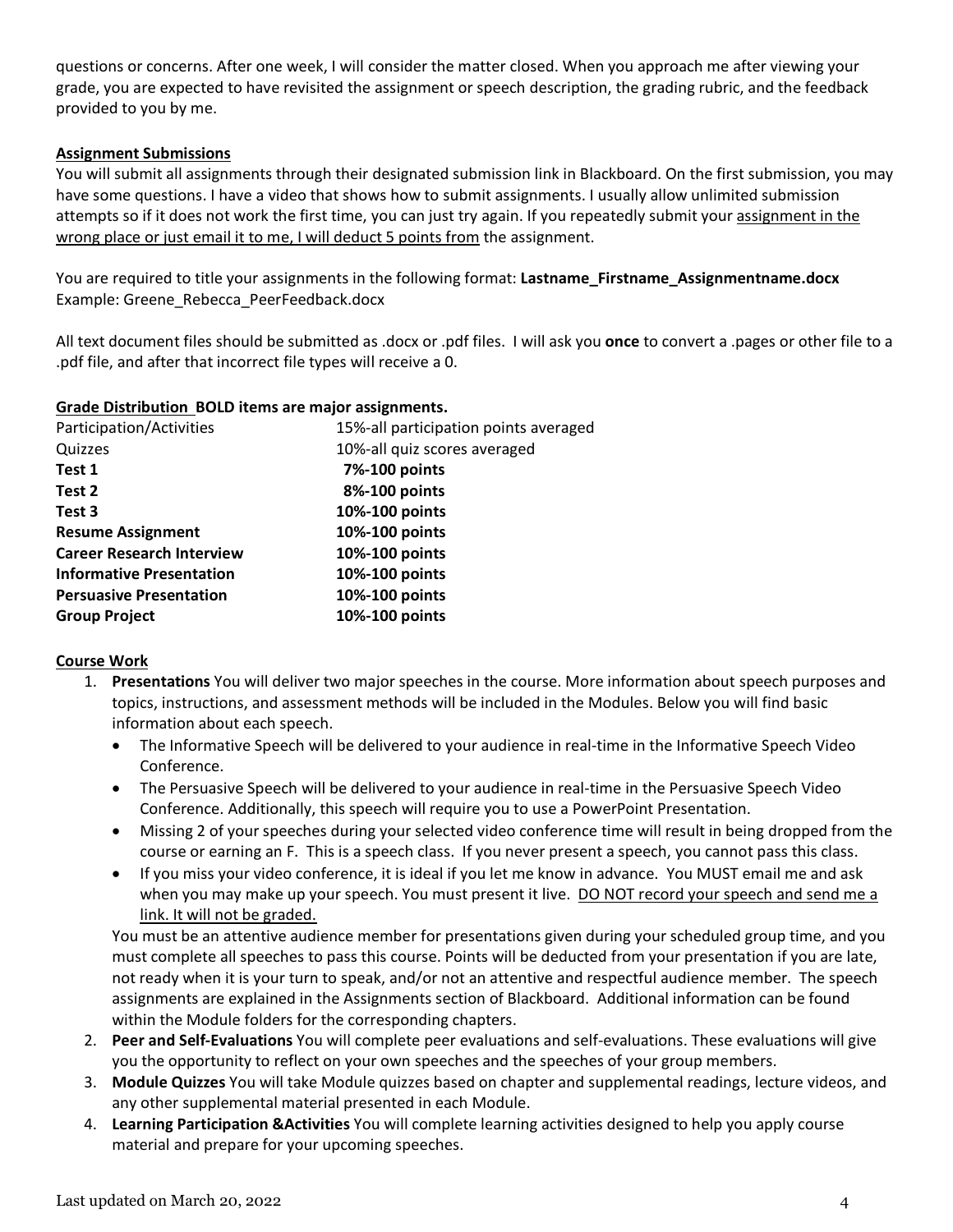questions or concerns. After one week, I will consider the matter closed. When you approach me after viewing your grade, you are expected to have revisited the assignment or speech description, the grading rubric, and the feedback provided to you by me.

**Assignment Submissions**

You will submit all assignments through their designated submission link in Blackboard. On the first submission, you may have some questions. I have a video that shows how to submit assignments. I usually allow unlimited submission attempts so if it does not work the first time, you can just try again. If you repeatedly submit your assignment in the wrong place or just email it to me, I will deduct 5 points from the assignment.

You are required to title your assignments in the following format: **Lastname_Firstname_Assignmentname.docx**
Example: Greene_Rebecca_PeerFeedback.docx

All text document files should be submitted as .docx or .pdf files. I will ask you **once** to convert a .pages or other file to a .pdf file, and after that incorrect file types will receive a 0.

**Grade Distribution BOLD items are major assignments.**

| | |
|---|---|
| Participation/Activities | 15%-all participation points averaged |
| Quizzes | 10%-all quiz scores averaged |
| **Test 1** | **7%-100 points** |
| **Test 2** | **8%-100 points** |
| **Test 3** | **10%-100 points** |
| **Resume Assignment** | **10%-100 points** |
| **Career Research Interview** | **10%-100 points** |
| **Informative Presentation** | **10%-100 points** |
| **Persuasive Presentation** | **10%-100 points** |
| **Group Project** | **10%-100 points** |

**Course Work**

1. **Presentations** You will deliver two major speeches in the course. More information about speech purposes and topics, instructions, and assessment methods will be included in the Modules. Below you will find basic information about each speech.
   - The Informative Speech will be delivered to your audience in real-time in the Informative Speech Video Conference.
   - The Persuasive Speech will be delivered to your audience in real-time in the Persuasive Speech Video Conference. Additionally, this speech will require you to use a PowerPoint Presentation.
   - Missing 2 of your speeches during your selected video conference time will result in being dropped from the course or earning an F. This is a speech class. If you never present a speech, you cannot pass this class.
   - If you miss your video conference, it is ideal if you let me know in advance. You MUST email me and ask when you may make up your speech. You must present it live. DO NOT record your speech and send me a link. It will not be graded.

   You must be an attentive audience member for presentations given during your scheduled group time, and you must complete all speeches to pass this course. Points will be deducted from your presentation if you are late, not ready when it is your turn to speak, and/or not an attentive and respectful audience member. The speech assignments are explained in the Assignments section of Blackboard. Additional information can be found within the Module folders for the corresponding chapters.
2. **Peer and Self-Evaluations** You will complete peer evaluations and self-evaluations. These evaluations will give you the opportunity to reflect on your own speeches and the speeches of your group members.
3. **Module Quizzes** You will take Module quizzes based on chapter and supplemental readings, lecture videos, and any other supplemental material presented in each Module.
4. **Learning Participation &Activities** You will complete learning activities designed to help you apply course material and prepare for your upcoming speeches.

Last updated on March 20, 2022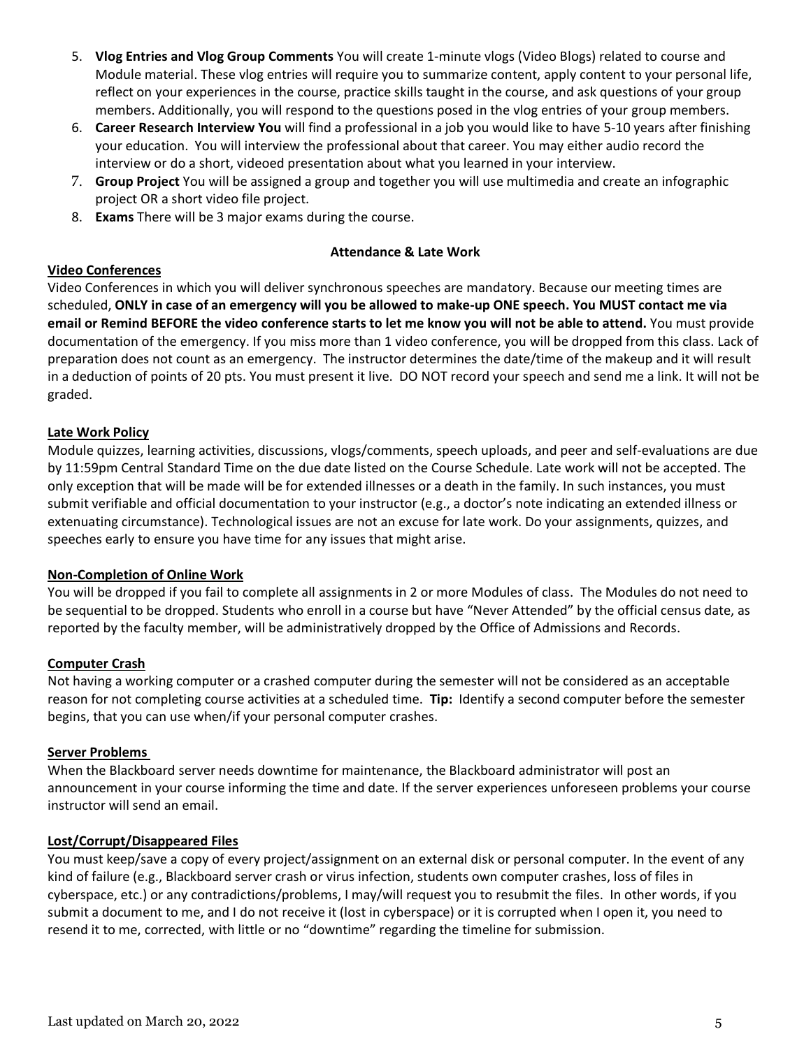5. **Vlog Entries and Vlog Group Comments** You will create 1-minute vlogs (Video Blogs) related to course and Module material. These vlog entries will require you to summarize content, apply content to your personal life, reflect on your experiences in the course, practice skills taught in the course, and ask questions of your group members. Additionally, you will respond to the questions posed in the vlog entries of your group members.
6. **Career Research Interview You** will find a professional in a job you would like to have 5-10 years after finishing your education. You will interview the professional about that career. You may either audio record the interview or do a short, videoed presentation about what you learned in your interview.
7. **Group Project** You will be assigned a group and together you will use multimedia and create an infographic project OR a short video file project.
8. **Exams** There will be 3 major exams during the course.

## Attendance & Late Work

### Video Conferences

Video Conferences in which you will deliver synchronous speeches are mandatory. Because our meeting times are scheduled, **ONLY in case of an emergency will you be allowed to make-up ONE speech. You MUST contact me via email or Remind BEFORE the video conference starts to let me know you will not be able to attend.** You must provide documentation of the emergency. If you miss more than 1 video conference, you will be dropped from this class. Lack of preparation does not count as an emergency. The instructor determines the date/time of the makeup and it will result in a deduction of points of 20 pts. You must present it live. DO NOT record your speech and send me a link. It will not be graded.

### Late Work Policy

Module quizzes, learning activities, discussions, vlogs/comments, speech uploads, and peer and self-evaluations are due by 11:59pm Central Standard Time on the due date listed on the Course Schedule. Late work will not be accepted. The only exception that will be made will be for extended illnesses or a death in the family. In such instances, you must submit verifiable and official documentation to your instructor (e.g., a doctor's note indicating an extended illness or extenuating circumstance). Technological issues are not an excuse for late work. Do your assignments, quizzes, and speeches early to ensure you have time for any issues that might arise.

### Non-Completion of Online Work

You will be dropped if you fail to complete all assignments in 2 or more Modules of class. The Modules do not need to be sequential to be dropped. Students who enroll in a course but have "Never Attended" by the official census date, as reported by the faculty member, will be administratively dropped by the Office of Admissions and Records.

### Computer Crash

Not having a working computer or a crashed computer during the semester will not be considered as an acceptable reason for not completing course activities at a scheduled time. **Tip:** Identify a second computer before the semester begins, that you can use when/if your personal computer crashes.

### Server Problems

When the Blackboard server needs downtime for maintenance, the Blackboard administrator will post an announcement in your course informing the time and date. If the server experiences unforeseen problems your course instructor will send an email.

### Lost/Corrupt/Disappeared Files

You must keep/save a copy of every project/assignment on an external disk or personal computer. In the event of any kind of failure (e.g., Blackboard server crash or virus infection, students own computer crashes, loss of files in cyberspace, etc.) or any contradictions/problems, I may/will request you to resubmit the files. In other words, if you submit a document to me, and I do not receive it (lost in cyberspace) or it is corrupted when I open it, you need to resend it to me, corrected, with little or no "downtime" regarding the timeline for submission.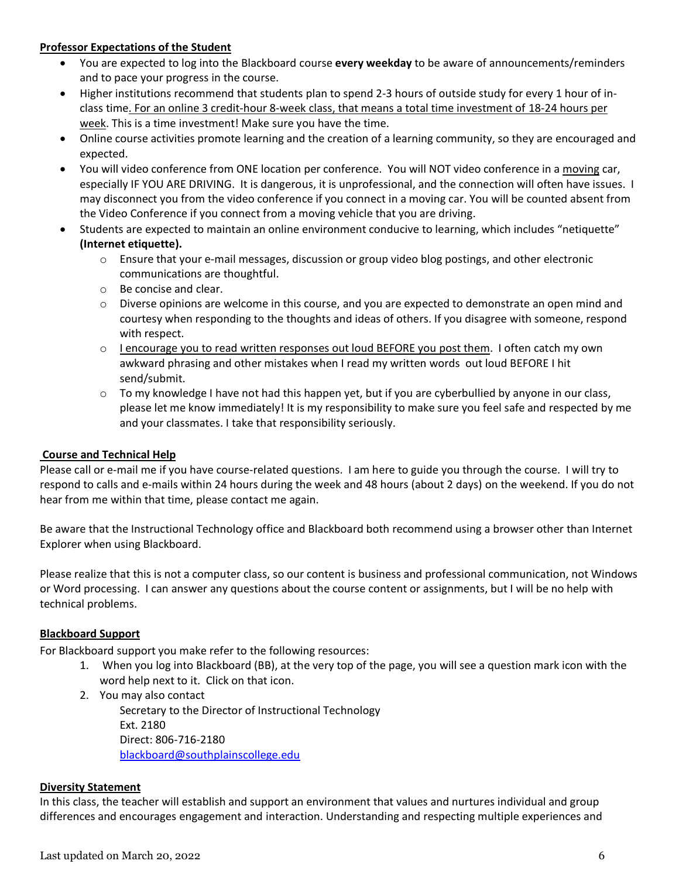**Professor Expectations of the Student**

- You are expected to log into the Blackboard course **every weekday** to be aware of announcements/reminders and to pace your progress in the course.
- Higher institutions recommend that students plan to spend 2-3 hours of outside study for every 1 hour of in-class time. For an online 3 credit-hour 8-week class, that means a total time investment of 18-24 hours per week. This is a time investment! Make sure you have the time.
- Online course activities promote learning and the creation of a learning community, so they are encouraged and expected.
- You will video conference from ONE location per conference. You will NOT video conference in a moving car, especially IF YOU ARE DRIVING. It is dangerous, it is unprofessional, and the connection will often have issues. I may disconnect you from the video conference if you connect in a moving car. You will be counted absent from the Video Conference if you connect from a moving vehicle that you are driving.
- Students are expected to maintain an online environment conducive to learning, which includes "netiquette" **(Internet etiquette).**
  - Ensure that your e-mail messages, discussion or group video blog postings, and other electronic communications are thoughtful.
  - Be concise and clear.
  - Diverse opinions are welcome in this course, and you are expected to demonstrate an open mind and courtesy when responding to the thoughts and ideas of others. If you disagree with someone, respond with respect.
  - I encourage you to read written responses out loud BEFORE you post them. I often catch my own awkward phrasing and other mistakes when I read my written words out loud BEFORE I hit send/submit.
  - To my knowledge I have not had this happen yet, but if you are cyberbullied by anyone in our class, please let me know immediately! It is my responsibility to make sure you feel safe and respected by me and your classmates. I take that responsibility seriously.

**Course and Technical Help**

Please call or e-mail me if you have course-related questions. I am here to guide you through the course. I will try to respond to calls and e-mails within 24 hours during the week and 48 hours (about 2 days) on the weekend. If you do not hear from me within that time, please contact me again.

Be aware that the Instructional Technology office and Blackboard both recommend using a browser other than Internet Explorer when using Blackboard.

Please realize that this is not a computer class, so our content is business and professional communication, not Windows or Word processing. I can answer any questions about the course content or assignments, but I will be no help with technical problems.

**Blackboard Support**

For Blackboard support you make refer to the following resources:

1. When you log into Blackboard (BB), at the very top of the page, you will see a question mark icon with the word help next to it. Click on that icon.
2. You may also contact
   Secretary to the Director of Instructional Technology
   Ext. 2180
   Direct: 806-716-2180
   blackboard@southplainscollege.edu

**Diversity Statement**

In this class, the teacher will establish and support an environment that values and nurtures individual and group differences and encourages engagement and interaction. Understanding and respecting multiple experiences and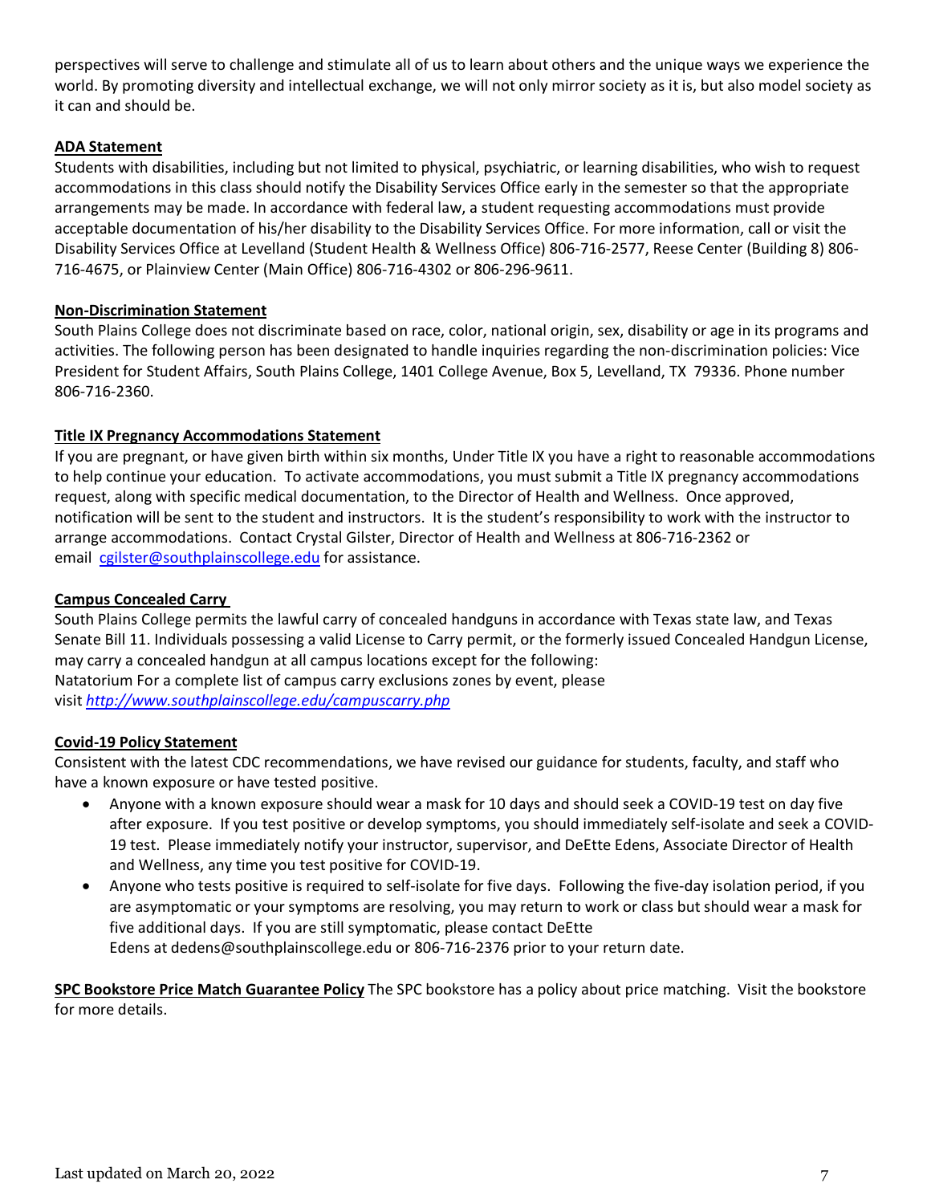perspectives will serve to challenge and stimulate all of us to learn about others and the unique ways we experience the world. By promoting diversity and intellectual exchange, we will not only mirror society as it is, but also model society as it can and should be.

**ADA Statement**

Students with disabilities, including but not limited to physical, psychiatric, or learning disabilities, who wish to request accommodations in this class should notify the Disability Services Office early in the semester so that the appropriate arrangements may be made. In accordance with federal law, a student requesting accommodations must provide acceptable documentation of his/her disability to the Disability Services Office. For more information, call or visit the Disability Services Office at Levelland (Student Health & Wellness Office) 806-716-2577, Reese Center (Building 8) 806-716-4675, or Plainview Center (Main Office) 806-716-4302 or 806-296-9611.

**Non-Discrimination Statement**

South Plains College does not discriminate based on race, color, national origin, sex, disability or age in its programs and activities. The following person has been designated to handle inquiries regarding the non-discrimination policies: Vice President for Student Affairs, South Plains College, 1401 College Avenue, Box 5, Levelland, TX 79336. Phone number 806-716-2360.

**Title IX Pregnancy Accommodations Statement**

If you are pregnant, or have given birth within six months, Under Title IX you have a right to reasonable accommodations to help continue your education. To activate accommodations, you must submit a Title IX pregnancy accommodations request, along with specific medical documentation, to the Director of Health and Wellness. Once approved, notification will be sent to the student and instructors. It is the student's responsibility to work with the instructor to arrange accommodations. Contact Crystal Gilster, Director of Health and Wellness at 806-716-2362 or email cgilster@southplainscollege.edu for assistance.

**Campus Concealed Carry**

South Plains College permits the lawful carry of concealed handguns in accordance with Texas state law, and Texas Senate Bill 11. Individuals possessing a valid License to Carry permit, or the formerly issued Concealed Handgun License, may carry a concealed handgun at all campus locations except for the following:
Natatorium For a complete list of campus carry exclusions zones by event, please visit *http://www.southplainscollege.edu/campuscarry.php*

**Covid-19 Policy Statement**

Consistent with the latest CDC recommendations, we have revised our guidance for students, faculty, and staff who have a known exposure or have tested positive.

- Anyone with a known exposure should wear a mask for 10 days and should seek a COVID-19 test on day five after exposure. If you test positive or develop symptoms, you should immediately self-isolate and seek a COVID-19 test. Please immediately notify your instructor, supervisor, and DeEtte Edens, Associate Director of Health and Wellness, any time you test positive for COVID-19.
- Anyone who tests positive is required to self-isolate for five days. Following the five-day isolation period, if you are asymptomatic or your symptoms are resolving, you may return to work or class but should wear a mask for five additional days. If you are still symptomatic, please contact DeEtte Edens at dedens@southplainscollege.edu or 806-716-2376 prior to your return date.

**SPC Bookstore Price Match Guarantee Policy** The SPC bookstore has a policy about price matching. Visit the bookstore for more details.

Last updated on March 20, 2022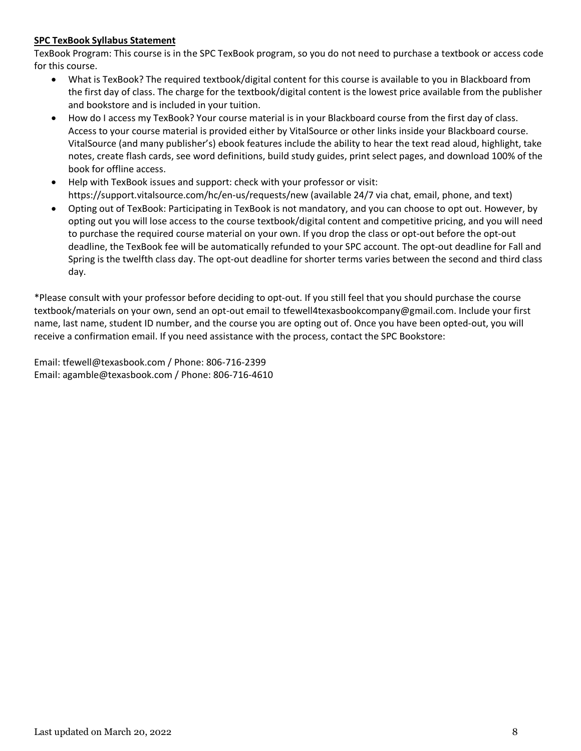**SPC TexBook Syllabus Statement**

TexBook Program: This course is in the SPC TexBook program, so you do not need to purchase a textbook or access code for this course.

- What is TexBook? The required textbook/digital content for this course is available to you in Blackboard from the first day of class. The charge for the textbook/digital content is the lowest price available from the publisher and bookstore and is included in your tuition.
- How do I access my TexBook? Your course material is in your Blackboard course from the first day of class. Access to your course material is provided either by VitalSource or other links inside your Blackboard course. VitalSource (and many publisher's) ebook features include the ability to hear the text read aloud, highlight, take notes, create flash cards, see word definitions, build study guides, print select pages, and download 100% of the book for offline access.
- Help with TexBook issues and support: check with your professor or visit: https://support.vitalsource.com/hc/en-us/requests/new (available 24/7 via chat, email, phone, and text)
- Opting out of TexBook: Participating in TexBook is not mandatory, and you can choose to opt out. However, by opting out you will lose access to the course textbook/digital content and competitive pricing, and you will need to purchase the required course material on your own. If you drop the class or opt-out before the opt-out deadline, the TexBook fee will be automatically refunded to your SPC account. The opt-out deadline for Fall and Spring is the twelfth class day. The opt-out deadline for shorter terms varies between the second and third class day.

*Please consult with your professor before deciding to opt-out. If you still feel that you should purchase the course textbook/materials on your own, send an opt-out email to tfewell4texasbookcompany@gmail.com. Include your first name, last name, student ID number, and the course you are opting out of. Once you have been opted-out, you will receive a confirmation email. If you need assistance with the process, contact the SPC Bookstore:

Email: tfewell@texasbook.com / Phone: 806-716-2399
Email: agamble@texasbook.com / Phone: 806-716-4610